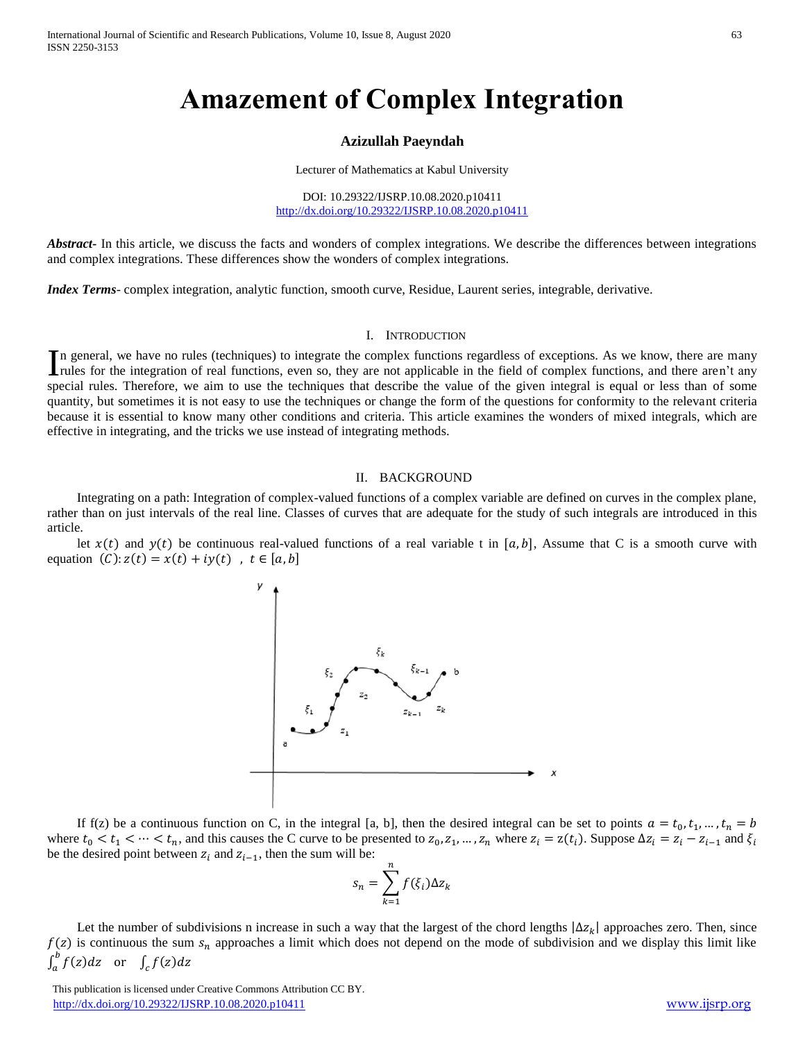# Amazement of Complex Integration

**Azizullah Paeyndah**

Lecturer of Mathematics at Kabul University

DOI: 10.29322/IJSRP.10.08.2020.p10411
http://dx.doi.org/10.29322/IJSRP.10.08.2020.p10411

***Abstract***- In this article, we discuss the facts and wonders of complex integrations. We describe the differences between integrations and complex integrations. These differences show the wonders of complex integrations.

***Index Terms***- complex integration, analytic function, smooth curve, Residue, Laurent series, integrable, derivative.

## I. Introduction

In general, we have no rules (techniques) to integrate the complex functions regardless of exceptions. As we know, there are many rules for the integration of real functions, even so, they are not applicable in the field of complex functions, and there aren't any special rules. Therefore, we aim to use the techniques that describe the value of the given integral is equal or less than of some quantity, but sometimes it is not easy to use the techniques or change the form of the questions for conformity to the relevant criteria because it is essential to know many other conditions and criteria. This article examines the wonders of mixed integrals, which are effective in integrating, and the tricks we use instead of integrating methods.

## II. Background

Integrating on a path: Integration of complex-valued functions of a complex variable are defined on curves in the complex plane, rather than on just intervals of the real line. Classes of curves that are adequate for the study of such integrals are introduced in this article.

let $x(t)$ and $y(t)$ be continuous real-valued functions of a real variable t in $[a, b]$, Assume that C is a smooth curve with equation $(C): z(t) = x(t) + iy(t)\ \ ,\ t \in [a, b]$

If f(z) be a continuous function on C, in the integral [a, b], then the desired integral can be set to points $a = t_0, t_1, \ldots, t_n = b$ where $t_0 < t_1 < \cdots < t_n$, and this causes the C curve to be presented to $z_0, z_1, \ldots, z_n$ where $z_i = z(t_i)$. Suppose $\Delta z_i = z_i - z_{i-1}$ and $\xi_i$ be the desired point between $z_i$ and $z_{i-1}$, then the sum will be:

$$s_n = \sum_{k=1}^{n} f(\xi_i)\Delta z_k$$

Let the number of subdivisions n increase in such a way that the largest of the chord lengths $|\Delta z_k|$ approaches zero. Then, since $f(z)$ is continuous the sum $s_n$ approaches a limit which does not depend on the mode of subdivision and we display this limit like $\int_a^b f(z)dz$ or $\int_c f(z)dz$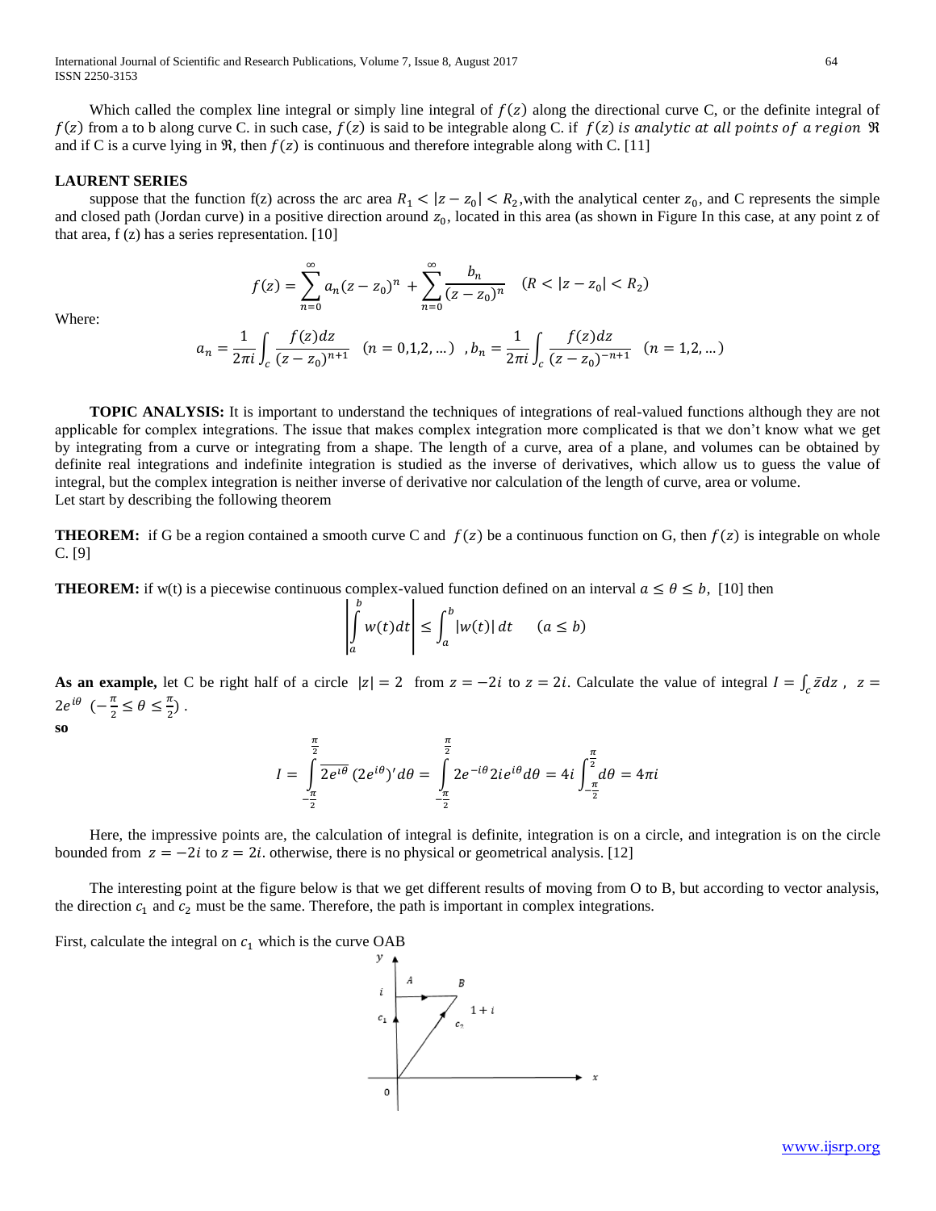Which called the complex line integral or simply line integral of $f(z)$ along the directional curve C, or the definite integral of $f(z)$ from a to b along curve C. in such case, $f(z)$ is said to be integrable along C. if $f(z)$ *is analytic at all points of a region* $\mathfrak{R}$ and if C is a curve lying in $\mathfrak{R}$, then $f(z)$ is continuous and therefore integrable along with C. [11]

## LAURENT SERIES

suppose that the function f(z) across the arc area $R_1 < |z - z_0| < R_2$,with the analytical center $z_0$, and C represents the simple and closed path (Jordan curve) in a positive direction around $z_0$, located in this area (as shown in Figure In this case, at any point z of that area, f (z) has a series representation. [10]

$$f(z) = \sum_{n=0}^{\infty} a_n (z - z_0)^n + \sum_{n=0}^{\infty} \frac{b_n}{(z - z_0)^n} \quad (R < |z - z_0| < R_2)$$

Where:

$$a_n = \frac{1}{2\pi i} \int_c \frac{f(z)dz}{(z - z_0)^{n+1}} \quad (n = 0,1,2, \dots) \quad , b_n = \frac{1}{2\pi i} \int_c \frac{f(z)dz}{(z - z_0)^{-n+1}} \quad (n = 1,2, \dots)$$

**TOPIC ANALYSIS:** It is important to understand the techniques of integrations of real-valued functions although they are not applicable for complex integrations. The issue that makes complex integration more complicated is that we don't know what we get by integrating from a curve or integrating from a shape. The length of a curve, area of a plane, and volumes can be obtained by definite real integrations and indefinite integration is studied as the inverse of derivatives, which allow us to guess the value of integral, but the complex integration is neither inverse of derivative nor calculation of the length of curve, area or volume.
Let start by describing the following theorem

**THEOREM:** if G be a region contained a smooth curve C and $f(z)$ be a continuous function on G, then $f(z)$ is integrable on whole C. [9]

**THEOREM:** if w(t) is a piecewise continuous complex-valued function defined on an interval $a \le \theta \le b$, [10] then

$$\left| \int_a^b w(t)dt \right| \le \int_a^b |w(t)| \, dt \qquad (a \le b)$$

**As an example,** let C be right half of a circle $|z| = 2$ from $z = -2i$ to $z = 2i$. Calculate the value of integral $I = \int_c \bar{z} dz$ , $z = 2e^{i\theta}$ $(-\frac{\pi}{2} \le \theta \le \frac{\pi}{2})$ .

**so**

$$I = \int_{-\frac{\pi}{2}}^{\frac{\pi}{2}} \overline{2e^{i\theta}} \, (2e^{i\theta})' d\theta = \int_{-\frac{\pi}{2}}^{\frac{\pi}{2}} 2e^{-i\theta} 2ie^{i\theta} d\theta = 4i \int_{-\frac{\pi}{2}}^{\frac{\pi}{2}} d\theta = 4\pi i$$

Here, the impressive points are, the calculation of integral is definite, integration is on a circle, and integration is on the circle bounded from $z = -2i$ to $z = 2i$. otherwise, there is no physical or geometrical analysis. [12]

The interesting point at the figure below is that we get different results of moving from O to B, but according to vector analysis, the direction $c_1$ and $c_2$ must be the same. Therefore, the path is important in complex integrations.

First, calculate the integral on $c_1$ which is the curve OAB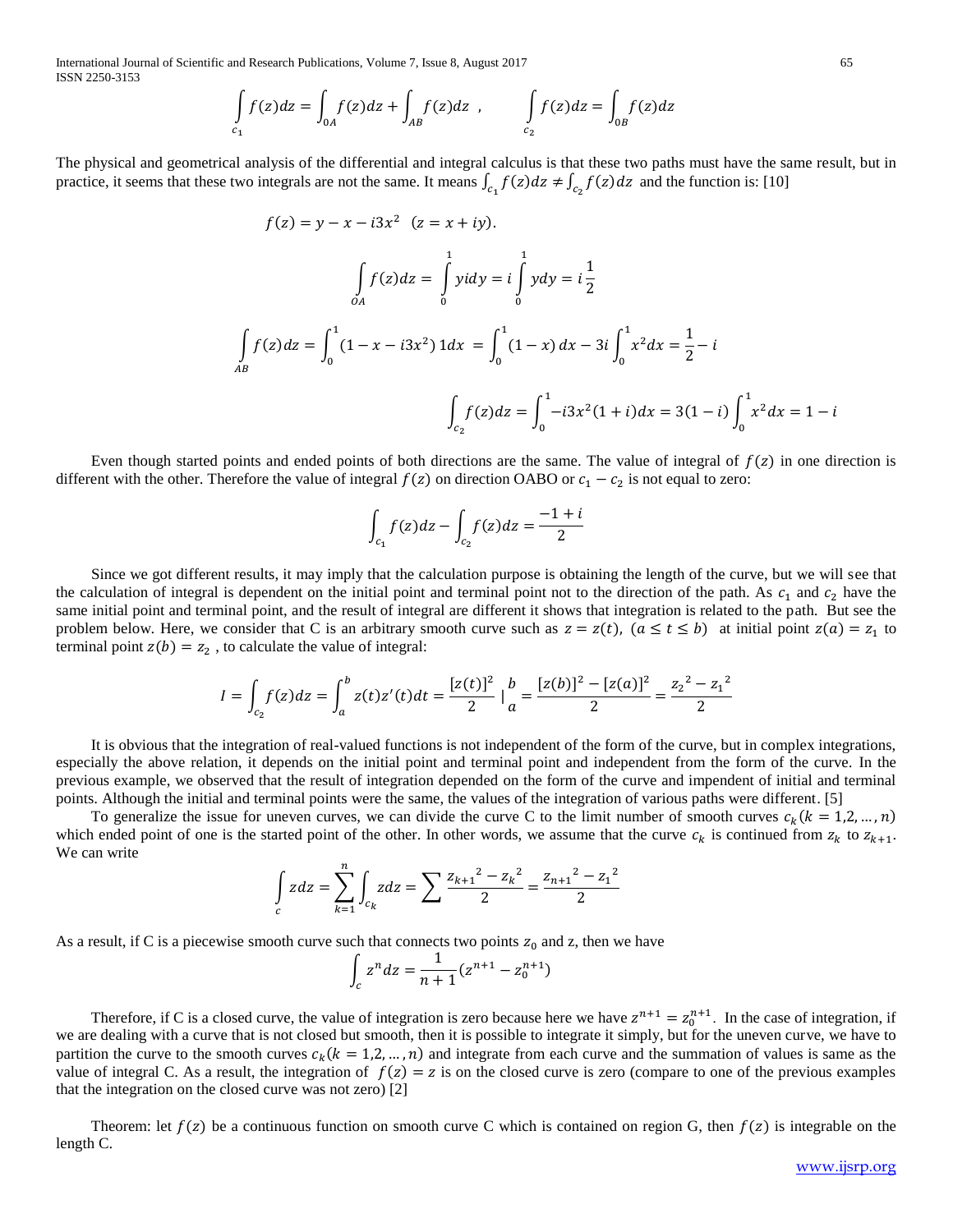$$\int_{c_1} f(z)dz = \int_{0A} f(z)dz + \int_{AB} f(z)dz \ , \qquad \int_{c_2} f(z)dz = \int_{0B} f(z)dz$$

The physical and geometrical analysis of the differential and integral calculus is that these two paths must have the same result, but in practice, it seems that these two integrals are not the same. It means $\int_{c_1} f(z)dz \neq \int_{c_2} f(z)dz$ and the function is: [10]

$$f(z) = y - x - i3x^2 \ \ (z = x + iy).$$

$$\int_{OA} f(z)dz = \int_0^1 yidy = i\int_0^1 ydy = i\frac{1}{2}$$

$$\int_{AB} f(z)dz = \int_0^1 (1 - x - i3x^2)\, 1dx \ = \int_0^1 (1 - x)\, dx - 3i\int_0^1 x^2 dx = \frac{1}{2} - i$$

$$\int_{c_2} f(z)dz = \int_0^1 -i3x^2(1+i)dx = 3(1-i)\int_0^1 x^2 dx = 1 - i$$

Even though started points and ended points of both directions are the same. The value of integral of $f(z)$ in one direction is different with the other. Therefore the value of integral $f(z)$ on direction OABO or $c_1 - c_2$ is not equal to zero:

$$\int_{c_1} f(z)dz - \int_{c_2} f(z)dz = \frac{-1+i}{2}$$

Since we got different results, it may imply that the calculation purpose is obtaining the length of the curve, but we will see that the calculation of integral is dependent on the initial point and terminal point not to the direction of the path. As $c_1$ and $c_2$ have the same initial point and terminal point, and the result of integral are different it shows that integration is related to the path. But see the problem below. Here, we consider that C is an arbitrary smooth curve such as $z = z(t),\ (a \leq t \leq b)$ at initial point $z(a) = z_1$ to terminal point $z(b) = z_2$ , to calculate the value of integral:

$$I = \int_{c_2} f(z)dz = \int_a^b z(t)z'(t)dt = \frac{[z(t)]^2}{2} \mid_a^b = \frac{[z(b)]^2 - [z(a)]^2}{2} = \frac{{z_2}^2 - {z_1}^2}{2}$$

It is obvious that the integration of real-valued functions is not independent of the form of the curve, but in complex integrations, especially the above relation, it depends on the initial point and terminal point and independent from the form of the curve. In the previous example, we observed that the result of integration depended on the form of the curve and impendent of initial and terminal points. Although the initial and terminal points were the same, the values of the integration of various paths were different. [5]

To generalize the issue for uneven curves, we can divide the curve C to the limit number of smooth curves $c_k(k = 1,2,\ldots,n)$ which ended point of one is the started point of the other. In other words, we assume that the curve $c_k$ is continued from $z_k$ to $z_{k+1}$. We can write

$$\int_c zdz = \sum_{k=1}^n \int_{c_k} zdz = \sum \frac{{z_{k+1}}^2 - {z_k}^2}{2} = \frac{{z_{n+1}}^2 - {z_1}^2}{2}$$

As a result, if C is a piecewise smooth curve such that connects two points $z_0$ and z, then we have

$$\int_c z^n dz = \frac{1}{n+1}(z^{n+1} - z_0^{n+1})$$

Therefore, if C is a closed curve, the value of integration is zero because here we have $z^{n+1} = z_0^{n+1}$. In the case of integration, if we are dealing with a curve that is not closed but smooth, then it is possible to integrate it simply, but for the uneven curve, we have to partition the curve to the smooth curves $c_k(k = 1,2,\ldots,n)$ and integrate from each curve and the summation of values is same as the value of integral C. As a result, the integration of $f(z) = z$ is on the closed curve is zero (compare to one of the previous examples that the integration on the closed curve was not zero) [2]

Theorem: let $f(z)$ be a continuous function on smooth curve C which is contained on region G, then $f(z)$ is integrable on the length C.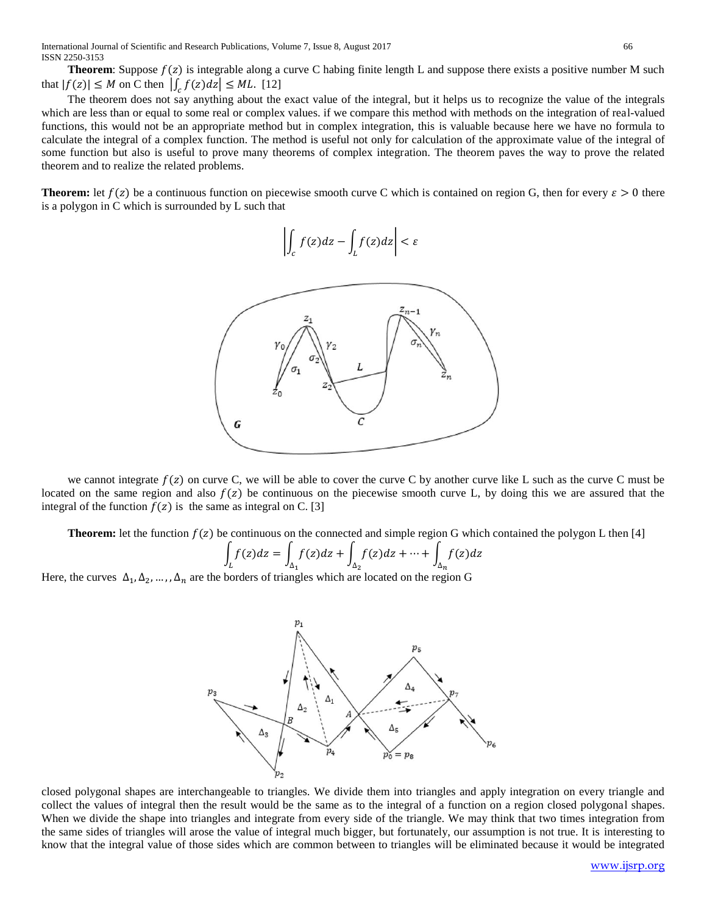**Theorem**: Suppose $f(z)$ is integrable along a curve C habing finite length L and suppose there exists a positive number M such that $|f(z)| \leq M$ on C then $\left|\int_c f(z)dz\right| \leq ML$. [12]

The theorem does not say anything about the exact value of the integral, but it helps us to recognize the value of the integrals which are less than or equal to some real or complex values. if we compare this method with methods on the integration of real-valued functions, this would not be an appropriate method but in complex integration, this is valuable because here we have no formula to calculate the integral of a complex function. The method is useful not only for calculation of the approximate value of the integral of some function but also is useful to prove many theorems of complex integration. The theorem paves the way to prove the related theorem and to realize the related problems.

**Theorem:** let $f(z)$ be a continuous function on piecewise smooth curve C which is contained on region G, then for every $\varepsilon > 0$ there is a polygon in C which is surrounded by L such that

$$\left|\int_c f(z)dz - \int_L f(z)dz\right| < \varepsilon$$

we cannot integrate $f(z)$ on curve C, we will be able to cover the curve C by another curve like L such as the curve C must be located on the same region and also $f(z)$ be continuous on the piecewise smooth curve L, by doing this we are assured that the integral of the function $f(z)$ is the same as integral on C. [3]

**Theorem:** let the function $f(z)$ be continuous on the connected and simple region G which contained the polygon L then [4]

$$\int_L f(z)dz = \int_{\Delta_1} f(z)dz + \int_{\Delta_2} f(z)dz + \cdots + \int_{\Delta_n} f(z)dz$$

Here, the curves $\Delta_1, \Delta_2, \ldots, \Delta_n$ are the borders of triangles which are located on the region G

closed polygonal shapes are interchangeable to triangles. We divide them into triangles and apply integration on every triangle and collect the values of integral then the result would be the same as to the integral of a function on a region closed polygonal shapes. When we divide the shape into triangles and integrate from every side of the triangle. We may think that two times integration from the same sides of triangles will arose the value of integral much bigger, but fortunately, our assumption is not true. It is interesting to know that the integral value of those sides which are common between to triangles will be eliminated because it would be integrated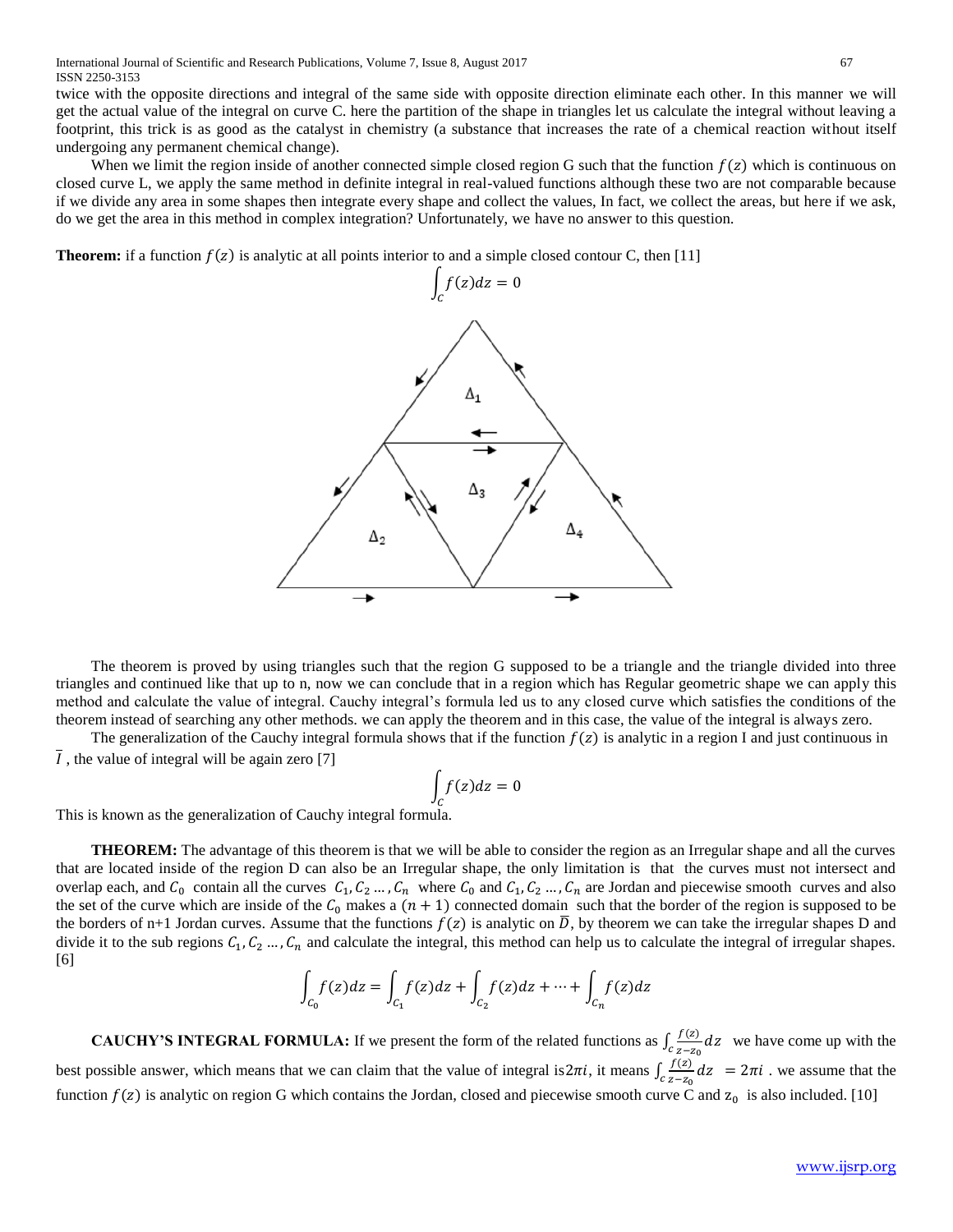twice with the opposite directions and integral of the same side with opposite direction eliminate each other. In this manner we will get the actual value of the integral on curve C. here the partition of the shape in triangles let us calculate the integral without leaving a footprint, this trick is as good as the catalyst in chemistry (a substance that increases the rate of a chemical reaction without itself undergoing any permanent chemical change).

When we limit the region inside of another connected simple closed region G such that the function $f(z)$ which is continuous on closed curve L, we apply the same method in definite integral in real-valued functions although these two are not comparable because if we divide any area in some shapes then integrate every shape and collect the values, In fact, we collect the areas, but here if we ask, do we get the area in this method in complex integration? Unfortunately, we have no answer to this question.

**Theorem:** if a function $f(z)$ is analytic at all points interior to and a simple closed contour C, then [11]

$$\int_C f(z)dz = 0$$

The theorem is proved by using triangles such that the region G supposed to be a triangle and the triangle divided into three triangles and continued like that up to n, now we can conclude that in a region which has Regular geometric shape we can apply this method and calculate the value of integral. Cauchy integral's formula led us to any closed curve which satisfies the conditions of the theorem instead of searching any other methods. we can apply the theorem and in this case, the value of the integral is always zero.

The generalization of the Cauchy integral formula shows that if the function $f(z)$ is analytic in a region I and just continuous in $\overline{I}$ , the value of integral will be again zero [7]

$$\int_C f(z)dz = 0$$

This is known as the generalization of Cauchy integral formula.

**THEOREM:** The advantage of this theorem is that we will be able to consider the region as an Irregular shape and all the curves that are located inside of the region D can also be an Irregular shape, the only limitation is that the curves must not intersect and overlap each, and $C_0$ contain all the curves $C_1, C_2 \ldots, C_n$ where $C_0$ and $C_1, C_2 \ldots, C_n$ are Jordan and piecewise smooth curves and also the set of the curve which are inside of the $C_0$ makes a $(n+1)$ connected domain such that the border of the region is supposed to be the borders of n+1 Jordan curves. Assume that the functions $f(z)$ is analytic on $\overline{D}$, by theorem we can take the irregular shapes D and divide it to the sub regions $C_1, C_2 \ldots, C_n$ and calculate the integral, this method can help us to calculate the integral of irregular shapes. [6]

$$\int_{C_0} f(z)dz = \int_{C_1} f(z)dz + \int_{C_2} f(z)dz + \cdots + \int_{C_n} f(z)dz$$

**CAUCHY'S INTEGRAL FORMULA:** If we present the form of the related functions as $\int_c \frac{f(z)}{z-z_0}dz$ we have come up with the best possible answer, which means that we can claim that the value of integral is $2\pi i$, it means $\int_c \frac{f(z)}{z-z_0}dz = 2\pi i$ . we assume that the function $f(z)$ is analytic on region G which contains the Jordan, closed and piecewise smooth curve C and $z_0$ is also included. [10]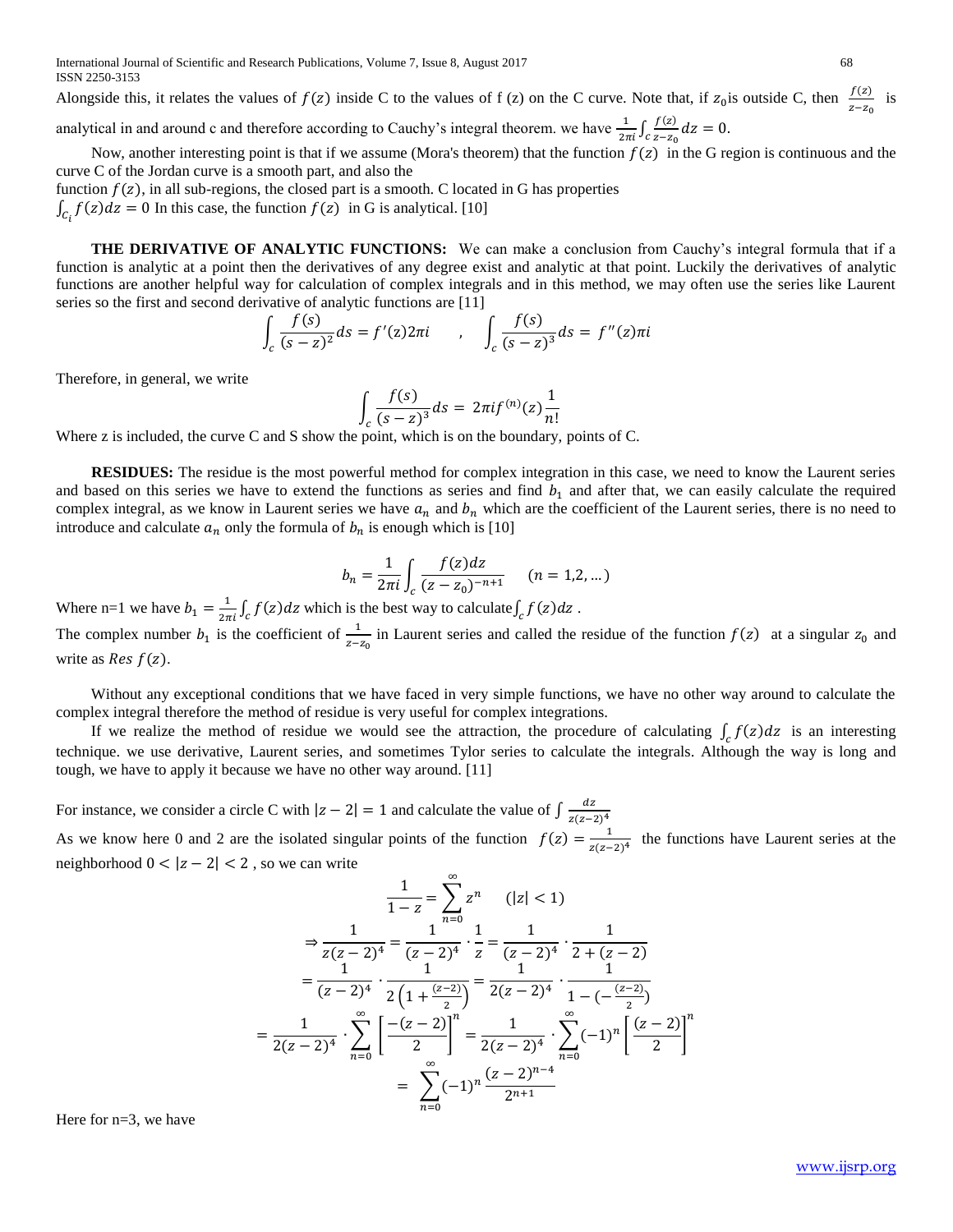Alongside this, it relates the values of $f(z)$ inside C to the values of f (z) on the C curve. Note that, if $z_0$is outside C, then $\frac{f(z)}{z-z_0}$ is analytical in and around c and therefore according to Cauchy's integral theorem. we have $\frac{1}{2\pi i}\int_c \frac{f(z)}{z-z_0}dz = 0.$

Now, another interesting point is that if we assume (Mora's theorem) that the function $f(z)$ in the G region is continuous and the curve C of the Jordan curve is a smooth part, and also the function $f(z)$, in all sub-regions, the closed part is a smooth. C located in G has properties $\int_{c_i} f(z)dz = 0$ In this case, the function $f(z)$ in G is analytical. [10]

**THE DERIVATIVE OF ANALYTIC FUNCTIONS:** We can make a conclusion from Cauchy's integral formula that if a function is analytic at a point then the derivatives of any degree exist and analytic at that point. Luckily the derivatives of analytic functions are another helpful way for calculation of complex integrals and in this method, we may often use the series like Laurent series so the first and second derivative of analytic functions are [11]

$$\int_c \frac{f(s)}{(s-z)^2}ds = f'(z)2\pi i \qquad , \qquad \int_c \frac{f(s)}{(s-z)^3}ds = f''(z)\pi i$$

Therefore, in general, we write

$$\int_c \frac{f(s)}{(s-z)^3}ds = 2\pi i f^{(n)}(z)\frac{1}{n!}$$

Where z is included, the curve C and S show the point, which is on the boundary, points of C.

**RESIDUES:** The residue is the most powerful method for complex integration in this case, we need to know the Laurent series and based on this series we have to extend the functions as series and find $b_1$ and after that, we can easily calculate the required complex integral, as we know in Laurent series we have $a_n$ and $b_n$ which are the coefficient of the Laurent series, there is no need to introduce and calculate $a_n$ only the formula of $b_n$ is enough which is [10]

$$b_n = \frac{1}{2\pi i}\int_c \frac{f(z)dz}{(z-z_0)^{-n+1}} \qquad (n = 1,2, \ldots)$$

Where n=1 we have $b_1 = \frac{1}{2\pi i}\int_c f(z)dz$ which is the best way to calculate $\int_c f(z)dz$ .

The complex number $b_1$ is the coefficient of $\frac{1}{z-z_0}$ in Laurent series and called the residue of the function $f(z)$ at a singular $z_0$ and write as $Res\ f(z)$.

Without any exceptional conditions that we have faced in very simple functions, we have no other way around to calculate the complex integral therefore the method of residue is very useful for complex integrations.

If we realize the method of residue we would see the attraction, the procedure of calculating $\int_c f(z)dz$ is an interesting technique. we use derivative, Laurent series, and sometimes Tylor series to calculate the integrals. Although the way is long and tough, we have to apply it because we have no other way around. [11]

For instance, we consider a circle C with $|z-2| = 1$ and calculate the value of $\int \frac{dz}{z(z-2)^4}$

As we know here 0 and 2 are the isolated singular points of the function $f(z) = \frac{1}{z(z-2)^4}$ the functions have Laurent series at the neighborhood $0 < |z-2| < 2$ , so we can write

$$\frac{1}{1-z} = \sum_{n=0}^{\infty} z^n \qquad (|z| < 1)$$

$$\Rightarrow \frac{1}{z(z-2)^4} = \frac{1}{(z-2)^4}\cdot\frac{1}{z} = \frac{1}{(z-2)^4}\cdot\frac{1}{2+(z-2)}$$

$$= \frac{1}{(z-2)^4}\cdot\frac{1}{2\left(1+\frac{(z-2)}{2}\right)} = \frac{1}{2(z-2)^4}\cdot\frac{1}{1-(-\frac{(z-2)}{2})}$$

$$= \frac{1}{2(z-2)^4}\cdot\sum_{n=0}^{\infty}\left[\frac{-(z-2)}{2}\right]^n = \frac{1}{2(z-2)^4}\cdot\sum_{n=0}^{\infty}(-1)^n\left[\frac{(z-2)}{2}\right]^n$$

$$= \sum_{n=0}^{\infty}(-1)^n\frac{(z-2)^{n-4}}{2^{n+1}}$$

Here for n=3, we have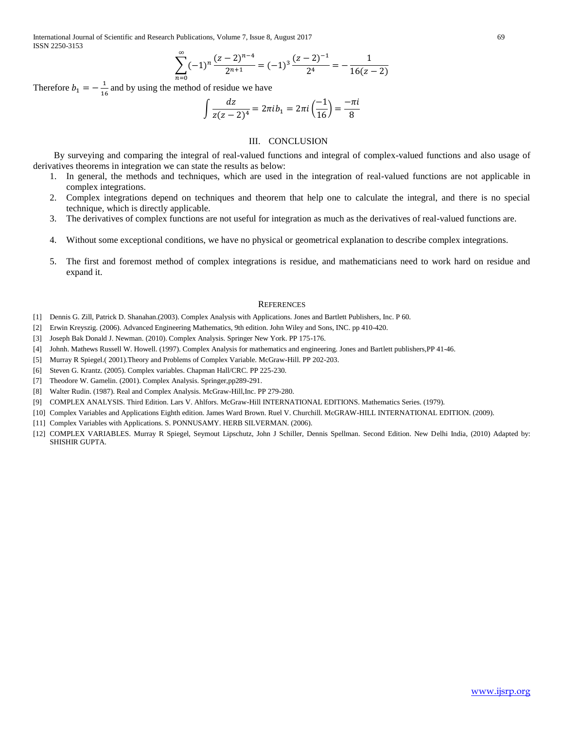$$\sum_{n=0}^{\infty}(-1)^n \frac{(z-2)^{n-4}}{2^{n+1}} = (-1)^3 \frac{(z-2)^{-1}}{2^4} = -\frac{1}{16(z-2)}$$

Therefore $b_1 = -\frac{1}{16}$ and by using the method of residue we have

$$\int \frac{dz}{z(z-2)^4} = 2\pi i b_1 = 2\pi i\left(\frac{-1}{16}\right) = \frac{-\pi i}{8}$$

## III. CONCLUSION

By surveying and comparing the integral of real-valued functions and integral of complex-valued functions and also usage of derivatives theorems in integration we can state the results as below:

1. In general, the methods and techniques, which are used in the integration of real-valued functions are not applicable in complex integrations.
2. Complex integrations depend on techniques and theorem that help one to calculate the integral, and there is no special technique, which is directly applicable.
3. The derivatives of complex functions are not useful for integration as much as the derivatives of real-valued functions are.
4. Without some exceptional conditions, we have no physical or geometrical explanation to describe complex integrations.
5. The first and foremost method of complex integrations is residue, and mathematicians need to work hard on residue and expand it.

## REFERENCES

[1] Dennis G. Zill, Patrick D. Shanahan.(2003). Complex Analysis with Applications. Jones and Bartlett Publishers, Inc. P 60.

[2] Erwin Kreyszig. (2006). Advanced Engineering Mathematics, 9th edition. John Wiley and Sons, INC. pp 410-420.

[3] Joseph Bak Donald J. Newman. (2010). Complex Analysis. Springer New York. PP 175-176.

[4] Johnh. Mathews Russell W. Howell. (1997). Complex Analysis for mathematics and engineering. Jones and Bartlett publishers,PP 41-46.

[5] Murray R Spiegel.( 2001).Theory and Problems of Complex Variable. McGraw-Hill. PP 202-203.

[6] Steven G. Krantz. (2005). Complex variables. Chapman Hall/CRC. PP 225-230.

[7] Theodore W. Gamelin. (2001). Complex Analysis. Springer,pp289-291.

[8] Walter Rudin. (1987). Real and Complex Analysis. McGraw-Hill,Inc. PP 279-280.

[9] COMPLEX ANALYSIS. Third Edition. Lars V. Ahlfors. McGraw-Hill INTERNATIONAL EDITIONS. Mathematics Series. (1979).

[10] Complex Variables and Applications Eighth edition. James Ward Brown. Ruel V. Churchill. McGRAW-HILL INTERNATIONAL EDITION. (2009).

[11] Complex Variables with Applications. S. PONNUSAMY. HERB SILVERMAN. (2006).

[12] COMPLEX VARIABLES. Murray R Spiegel, Seymout Lipschutz, John J Schiller, Dennis Spellman. Second Edition. New Delhi India, (2010) Adapted by: SHISHIR GUPTA.